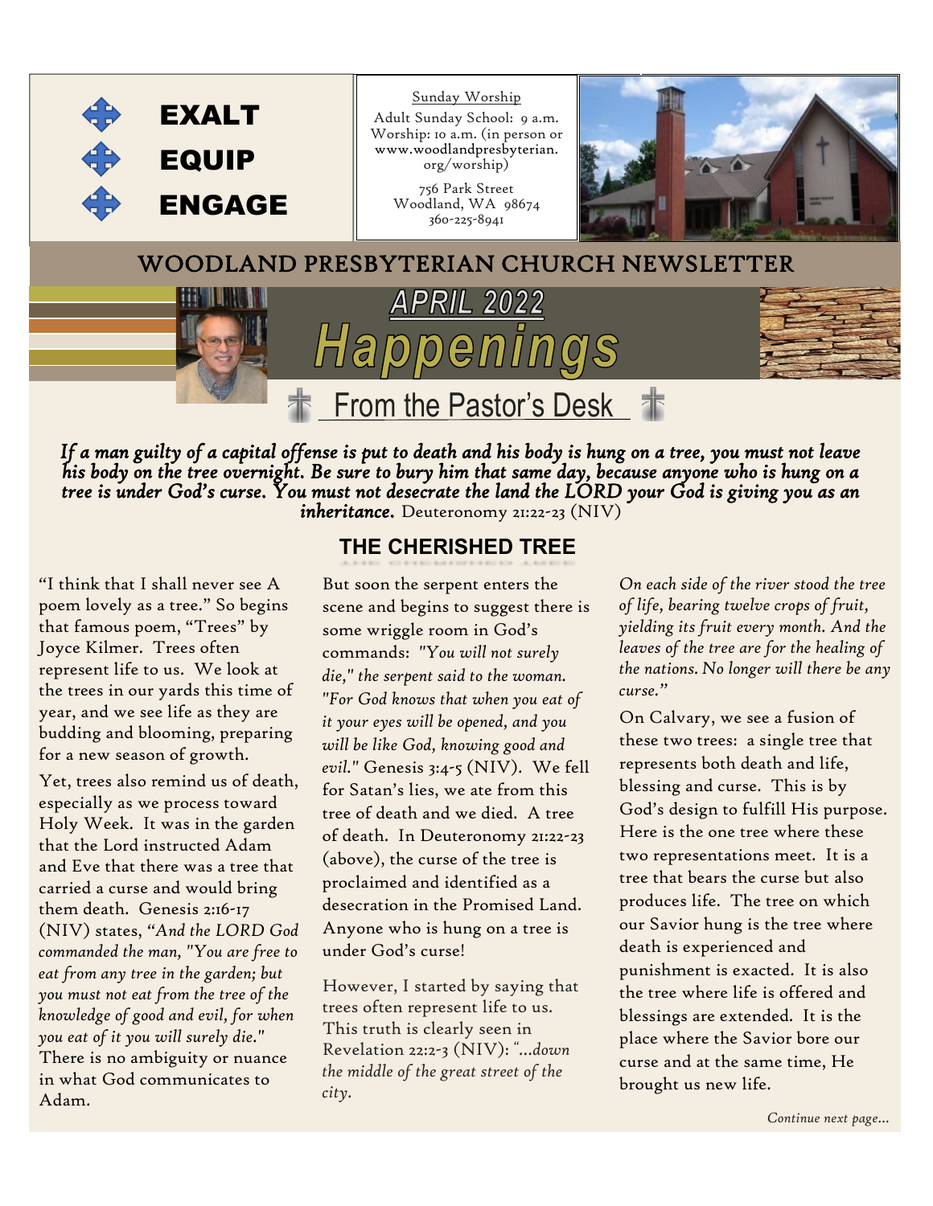EXALT

EQUIP

ENGAGE

Sunday Worship

Adult Sunday School: 9 a.m.
Worship: 10 a.m. (in person or www.woodlandpresbyterian.org/worship)

756 Park Street
Woodland, WA 98674
360-225-8941

# WOODLAND PRESBYTERIAN CHURCH NEWSLETTER

## APRIL 2022

# Happenings

## From the Pastor's Desk

***If a man guilty of a capital offense is put to death and his body is hung on a tree, you must not leave his body on the tree overnight. Be sure to bury him that same day, because anyone who is hung on a tree is under God's curse. You must not desecrate the land the LORD your God is giving you as an inheritance.*** Deuteronomy 21:22-23 (NIV)

### THE CHERISHED TREE

"I think that I shall never see A poem lovely as a tree." So begins that famous poem, "Trees" by Joyce Kilmer. Trees often represent life to us. We look at the trees in our yards this time of year, and we see life as they are budding and blooming, preparing for a new season of growth.

Yet, trees also remind us of death, especially as we process toward Holy Week. It was in the garden that the Lord instructed Adam and Eve that there was a tree that carried a curse and would bring them death. Genesis 2:16-17 (NIV) states, "*And the LORD God commanded the man, "You are free to eat from any tree in the garden; but you must not eat from the tree of the knowledge of good and evil, for when you eat of it you will surely die."* There is no ambiguity or nuance in what God communicates to Adam.

But soon the serpent enters the scene and begins to suggest there is some wriggle room in God's commands: *"You will not surely die," the serpent said to the woman. "For God knows that when you eat of it your eyes will be opened, and you will be like God, knowing good and evil."* Genesis 3:4-5 (NIV). We fell for Satan's lies, we ate from this tree of death and we died. A tree of death. In Deuteronomy 21:22-23 (above), the curse of the tree is proclaimed and identified as a desecration in the Promised Land. Anyone who is hung on a tree is under God's curse!

However, I started by saying that trees often represent life to us. This truth is clearly seen in Revelation 22:2-3 (NIV): *"…down the middle of the great street of the city. On each side of the river stood the tree of life, bearing twelve crops of fruit, yielding its fruit every month. And the leaves of the tree are for the healing of the nations. No longer will there be any curse."*

On Calvary, we see a fusion of these two trees: a single tree that represents both death and life, blessing and curse. This is by God's design to fulfill His purpose. Here is the one tree where these two representations meet. It is a tree that bears the curse but also produces life. The tree on which our Savior hung is the tree where death is experienced and punishment is exacted. It is also the tree where life is offered and blessings are extended. It is the place where the Savior bore our curse and at the same time, He brought us new life.

*Continue next page…*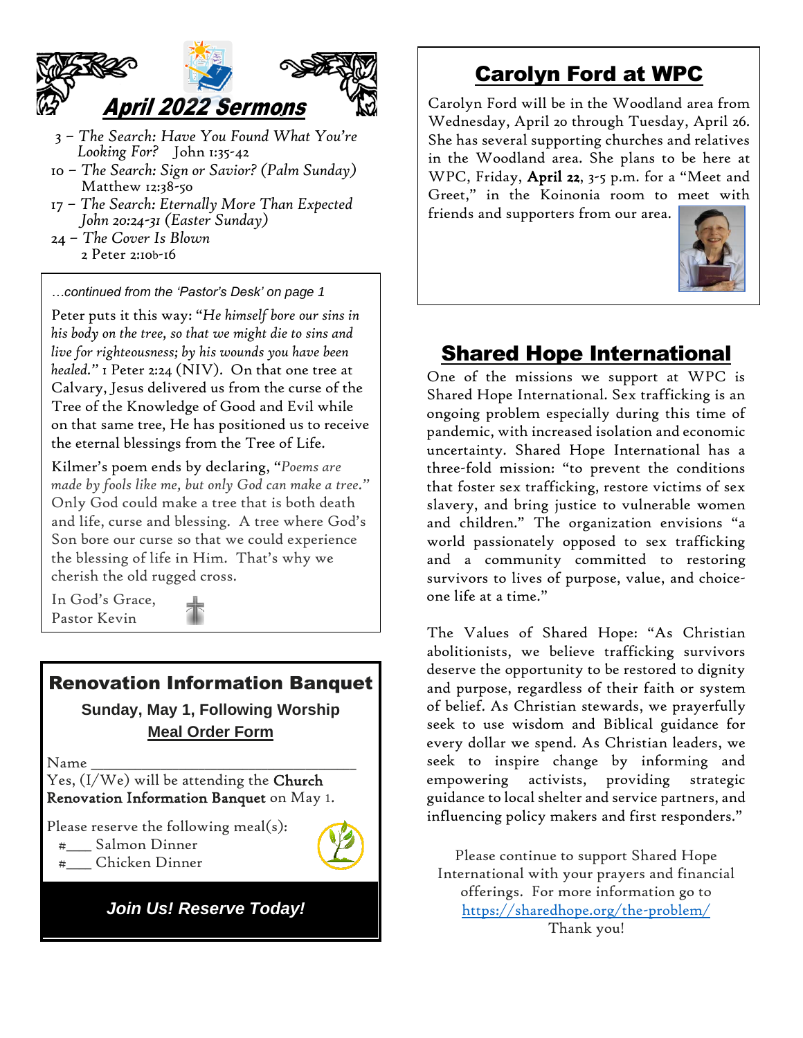## April 2022 Sermons

- 3 – *The Search: Have You Found What You're Looking For?* John 1:35-42
- 10 – *The Search: Sign or Savior? (Palm Sunday)* Matthew 12:38-50
- 17 – *The Search: Eternally More Than Expected John 20:24-31 (Easter Sunday)*
- 24 – *The Cover Is Blown* 2 Peter 2:10b-16

*…continued from the 'Pastor's Desk' on page 1*

Peter puts it this way: "*He himself bore our sins in his body on the tree, so that we might die to sins and live for righteousness; by his wounds you have been healed.*" 1 Peter 2:24 (NIV). On that one tree at Calvary, Jesus delivered us from the curse of the Tree of the Knowledge of Good and Evil while on that same tree, He has positioned us to receive the eternal blessings from the Tree of Life.

Kilmer's poem ends by declaring, "*Poems are made by fools like me, but only God can make a tree.*" Only God could make a tree that is both death and life, curse and blessing. A tree where God's Son bore our curse so that we could experience the blessing of life in Him. That's why we cherish the old rugged cross.

In God's Grace,
Pastor Kevin

## Renovation Information Banquet

**Sunday, May 1, Following Worship**

**Meal Order Form**

Name ________________________________

Yes, (I/We) will be attending the **Church Renovation Information Banquet** on May 1.

Please reserve the following meal(s):

#____ Salmon Dinner
#____ Chicken Dinner

***Join Us! Reserve Today!***

## Carolyn Ford at WPC

Carolyn Ford will be in the Woodland area from Wednesday, April 20 through Tuesday, April 26. She has several supporting churches and relatives in the Woodland area. She plans to be here at WPC, Friday, **April 22**, 3-5 p.m. for a "Meet and Greet," in the Koinonia room to meet with friends and supporters from our area.

## Shared Hope International

One of the missions we support at WPC is Shared Hope International. Sex trafficking is an ongoing problem especially during this time of pandemic, with increased isolation and economic uncertainty. Shared Hope International has a three-fold mission: "to prevent the conditions that foster sex trafficking, restore victims of sex slavery, and bring justice to vulnerable women and children." The organization envisions "a world passionately opposed to sex trafficking and a community committed to restoring survivors to lives of purpose, value, and choice-one life at a time."

The Values of Shared Hope: "As Christian abolitionists, we believe trafficking survivors deserve the opportunity to be restored to dignity and purpose, regardless of their faith or system of belief. As Christian stewards, we prayerfully seek to use wisdom and Biblical guidance for every dollar we spend. As Christian leaders, we seek to inspire change by informing and empowering activists, providing strategic guidance to local shelter and service partners, and influencing policy makers and first responders."

Please continue to support Shared Hope International with your prayers and financial offerings. For more information go to https://sharedhope.org/the-problem/
Thank you!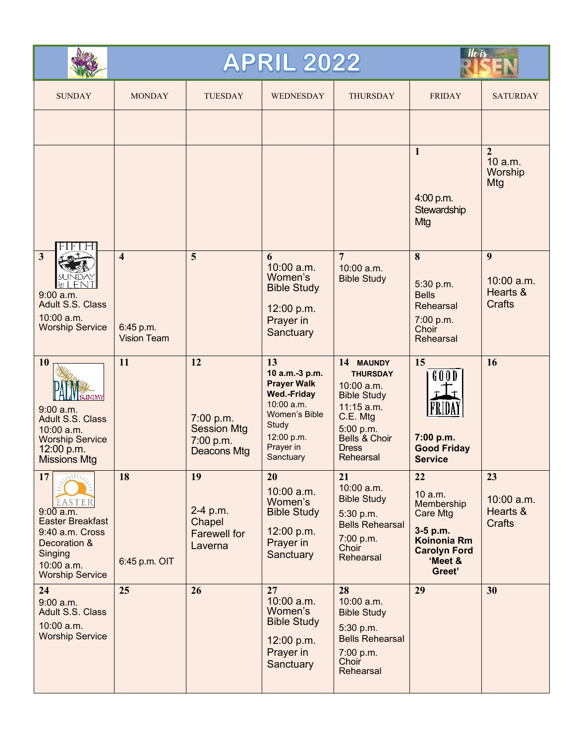# APRIL 2022

| SUNDAY | MONDAY | TUESDAY | WEDNESDAY | THURSDAY | FRIDAY | SATURDAY |
|---|---|---|---|---|---|---|
| | | | | | | |
| | | | | | 1<br>4:00 p.m. Stewardship Mtg | 2<br>10 a.m. Worship Mtg |
| 3<br>FIFTH SUNDAY in LENT<br>9:00 a.m. Adult S.S. Class<br>10:00 a.m. Worship Service | 4<br>6:45 p.m. Vision Team | 5 | 6<br>10:00 a.m. Women's Bible Study<br>12:00 p.m. Prayer in Sanctuary | 7<br>10:00 a.m. Bible Study | 8<br>5:30 p.m. Bells Rehearsal<br>7:00 p.m. Choir Rehearsal | 9<br>10:00 a.m. Hearts & Crafts |
| 10<br>PALM SUNDAY<br>9:00 a.m. Adult S.S. Class<br>10:00 a.m. Worship Service<br>12:00 p.m. Missions Mtg | 11 | 12<br>7:00 p.m. Session Mtg<br>7:00 p.m. Deacons Mtg | 13<br>**10 a.m.-3 p.m. Prayer Walk Wed.-Friday**<br>10:00 a.m. Women's Bible Study<br>12:00 p.m. Prayer in Sanctuary | 14 **MAUNDY THURSDAY**<br>10:00 a.m. Bible Study<br>11:15 a.m. C.E. Mtg<br>5:00 p.m. Bells & Choir Dress Rehearsal | 15<br>GOOD FRIDAY<br>**7:00 p.m. Good Friday Service** | 16 |
| 17<br>EASTER<br>9:00 a.m. Easter Breakfast<br>9:40 a.m. Cross Decoration & Singing<br>10:00 a.m. Worship Service | 18<br>6:45 p.m. OIT | 19<br>2-4 p.m. Chapel Farewell for Laverna | 20<br>10:00 a.m. Women's Bible Study<br>12:00 p.m. Prayer in Sanctuary | 21<br>10:00 a.m. Bible Study<br>5:30 p.m. Bells Rehearsal<br>7:00 p.m. Choir Rehearsal | 22<br>10 a.m. Membership Care Mtg<br>**3-5 p.m. Koinonia Rm Carolyn Ford 'Meet & Greet'** | 23<br>10:00 a.m. Hearts & Crafts |
| 24<br>9:00 a.m. Adult S.S. Class<br>10:00 a.m. Worship Service | 25 | 26 | 27<br>10:00 a.m. Women's Bible Study<br>12:00 p.m. Prayer in Sanctuary | 28<br>10:00 a.m. Bible Study<br>5:30 p.m. Bells Rehearsal<br>7:00 p.m. Choir Rehearsal | 29 | 30 |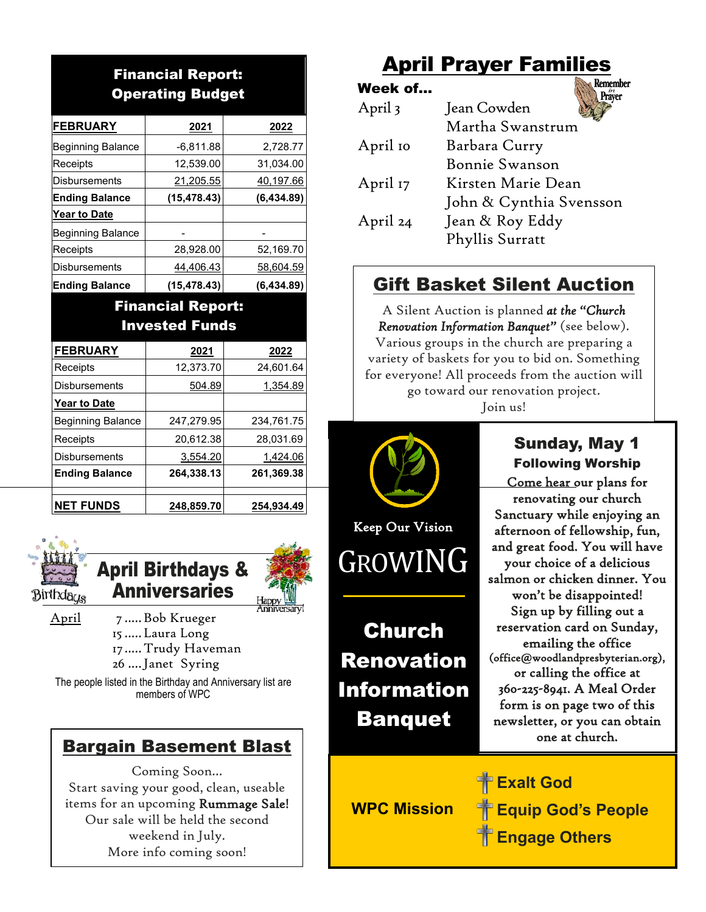## Financial Report: Operating Budget

| FEBRUARY | 2021 | 2022 |
|---|---|---|
| Beginning Balance | -6,811.88 | 2,728.77 |
| Receipts | 12,539.00 | 31,034.00 |
| Disbursements | 21,205.55 | 40,197.66 |
| **Ending Balance** | **(15,478.43)** | **(6,434.89)** |
| **Year to Date** | | |
| Beginning Balance | - | - |
| Receipts | 28,928.00 | 52,169.70 |
| Disbursements | 44,406.43 | 58,604.59 |
| **Ending Balance** | **(15,478.43)** | **(6,434.89)** |

## Financial Report: Invested Funds

| FEBRUARY | 2021 | 2022 |
|---|---|---|
| Receipts | 12,373.70 | 24,601.64 |
| Disbursements | 504.89 | 1,354.89 |
| **Year to Date** | | |
| Beginning Balance | 247,279.95 | 234,761.75 |
| Receipts | 20,612.38 | 28,031.69 |
| Disbursements | 3,554.20 | 1,424.06 |
| **Ending Balance** | **264,338.13** | **261,369.38** |
| | | |
| **NET FUNDS** | **248,859.70** | **254,934.49** |

## April Birthdays & Anniversaries

April
- 7 ..... Bob Krueger
- 15 ..... Laura Long
- 17 ..... Trudy Haveman
- 26 .... Janet Syring

The people listed in the Birthday and Anniversary list are members of WPC

## Bargain Basement Blast

Coming Soon...
Start saving your good, clean, useable items for an upcoming **Rummage Sale!** Our sale will be held the second weekend in July.
More info coming soon!

## April Prayer Families

Remember in Prayer

**Week of...**

| | |
|---|---|
| April 3 | Jean Cowden<br>Martha Swanstrum |
| April 10 | Barbara Curry<br>Bonnie Swanson |
| April 17 | Kirsten Marie Dean<br>John & Cynthia Svensson |
| April 24 | Jean & Roy Eddy<br>Phyllis Surratt |

## Gift Basket Silent Auction

A Silent Auction is planned ***at the "Church Renovation Information Banquet"*** (see below). Various groups in the church are preparing a variety of baskets for you to bid on. Something for everyone! All proceeds from the auction will go toward our renovation project.
Join us!

Keep Our Vision

GROWING

## Church Renovation Information Banquet

### Sunday, May 1
**Following Worship**

Come hear our plans for renovating our church Sanctuary while enjoying an afternoon of fellowship, fun, and great food. You will have your choice of a delicious salmon or chicken dinner. You won't be disappointed! Sign up by filling out a reservation card on Sunday, emailing the office (office@woodlandpresbyterian.org), or calling the office at 360-225-8941. A Meal Order form is on page two of this newsletter, or you can obtain one at church.

**WPC Mission**

- **Exalt God**
- **Equip God's People**
- **Engage Others**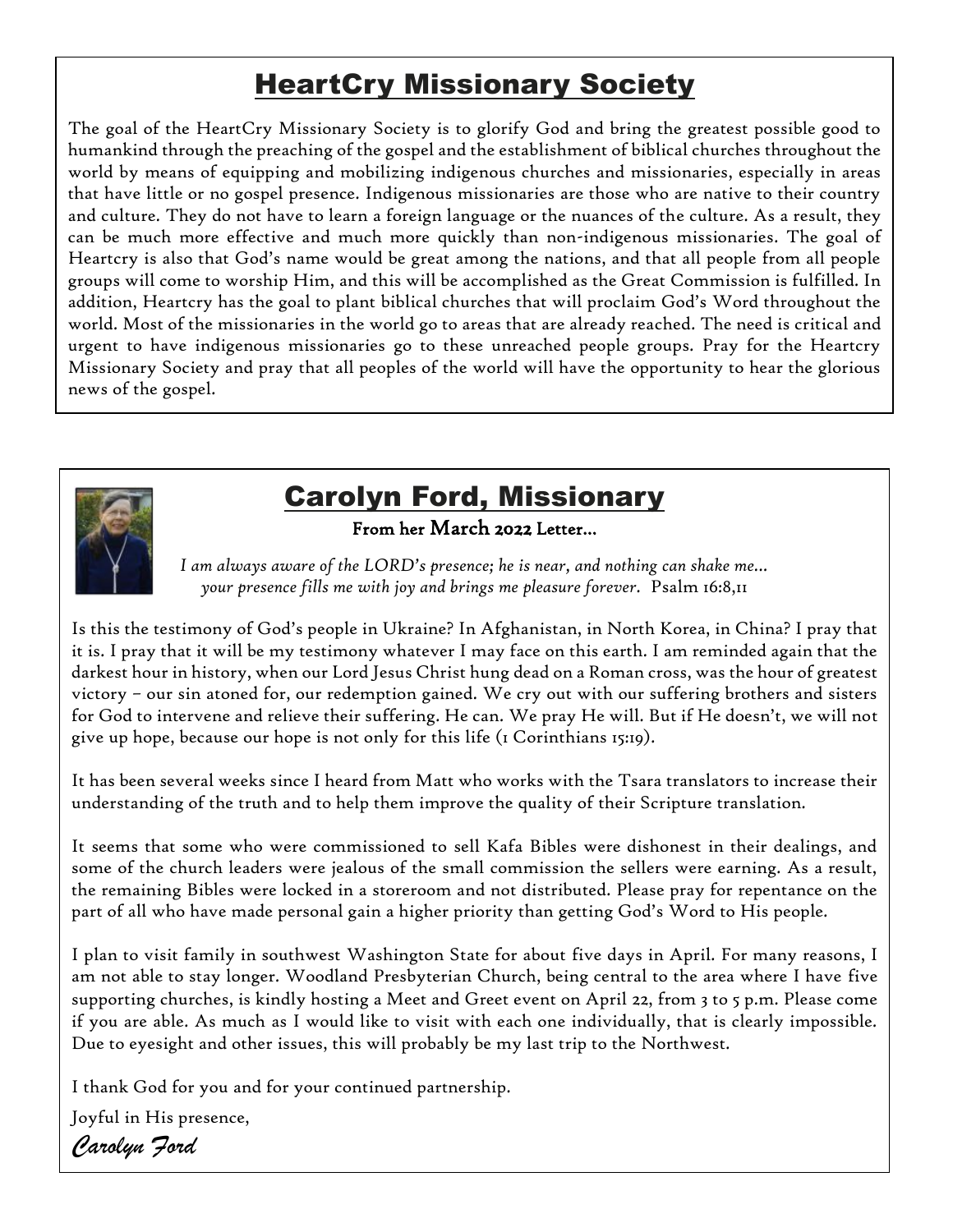# HeartCry Missionary Society

The goal of the HeartCry Missionary Society is to glorify God and bring the greatest possible good to humankind through the preaching of the gospel and the establishment of biblical churches throughout the world by means of equipping and mobilizing indigenous churches and missionaries, especially in areas that have little or no gospel presence. Indigenous missionaries are those who are native to their country and culture. They do not have to learn a foreign language or the nuances of the culture. As a result, they can be much more effective and much more quickly than non-indigenous missionaries. The goal of Heartcry is also that God's name would be great among the nations, and that all people from all people groups will come to worship Him, and this will be accomplished as the Great Commission is fulfilled. In addition, Heartcry has the goal to plant biblical churches that will proclaim God's Word throughout the world. Most of the missionaries in the world go to areas that are already reached. The need is critical and urgent to have indigenous missionaries go to these unreached people groups. Pray for the Heartcry Missionary Society and pray that all peoples of the world will have the opportunity to hear the glorious news of the gospel.

# Carolyn Ford, Missionary

**From her March 2022 Letter…**

*I am always aware of the LORD's presence; he is near, and nothing can shake me… your presence fills me with joy and brings me pleasure forever.* Psalm 16:8,11

Is this the testimony of God's people in Ukraine? In Afghanistan, in North Korea, in China? I pray that it is. I pray that it will be my testimony whatever I may face on this earth. I am reminded again that the darkest hour in history, when our Lord Jesus Christ hung dead on a Roman cross, was the hour of greatest victory – our sin atoned for, our redemption gained. We cry out with our suffering brothers and sisters for God to intervene and relieve their suffering. He can. We pray He will. But if He doesn't, we will not give up hope, because our hope is not only for this life (1 Corinthians 15:19).

It has been several weeks since I heard from Matt who works with the Tsara translators to increase their understanding of the truth and to help them improve the quality of their Scripture translation.

It seems that some who were commissioned to sell Kafa Bibles were dishonest in their dealings, and some of the church leaders were jealous of the small commission the sellers were earning. As a result, the remaining Bibles were locked in a storeroom and not distributed. Please pray for repentance on the part of all who have made personal gain a higher priority than getting God's Word to His people.

I plan to visit family in southwest Washington State for about five days in April. For many reasons, I am not able to stay longer. Woodland Presbyterian Church, being central to the area where I have five supporting churches, is kindly hosting a Meet and Greet event on April 22, from 3 to 5 p.m. Please come if you are able. As much as I would like to visit with each one individually, that is clearly impossible. Due to eyesight and other issues, this will probably be my last trip to the Northwest.

I thank God for you and for your continued partnership.

Joyful in His presence,

*Carolyn Ford*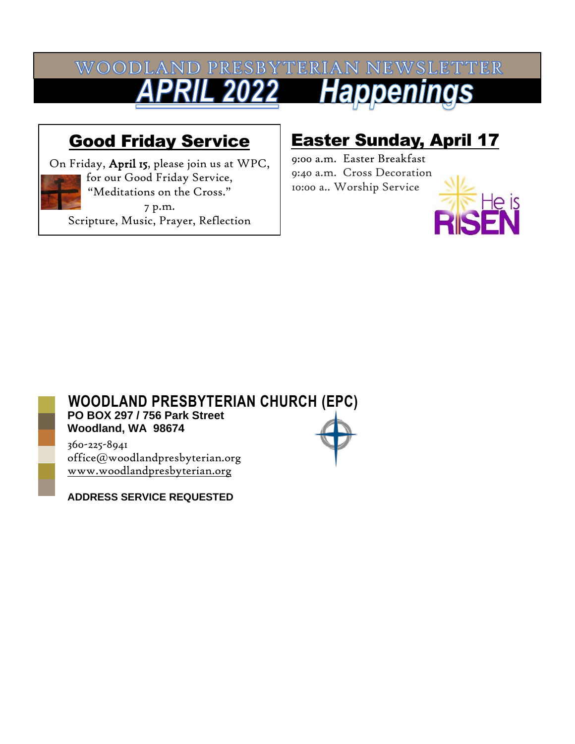# WOODLAND PRESBYTERIAN NEWSLETTER

# APRIL 2022 Happenings

## Good Friday Service

On Friday, **April 15**, please join us at WPC, for our Good Friday Service, "Meditations on the Cross."

7 p.m.

Scripture, Music, Prayer, Reflection

## Easter Sunday, April 17

9:00 a.m. Easter Breakfast
9:40 a.m. Cross Decoration
10:00 a.. Worship Service

He is RISEN

**WOODLAND PRESBYTERIAN CHURCH (EPC)**
**PO BOX 297 / 756 Park Street**
**Woodland, WA 98674**

360-225-8941
office@woodlandpresbyterian.org
www.woodlandpresbyterian.org

**ADDRESS SERVICE REQUESTED**